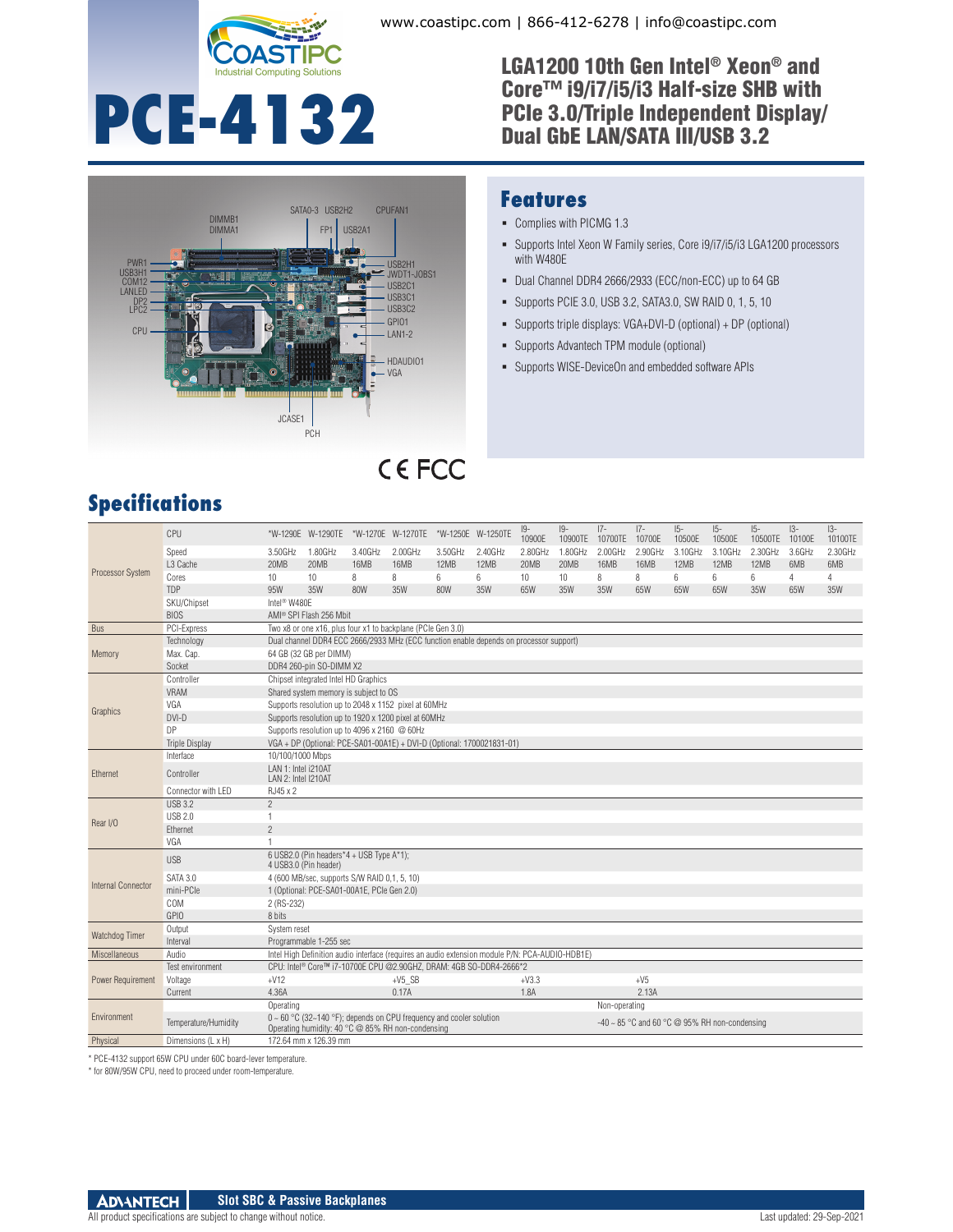www.coastipc.com | 866-412-6278 | info@coastipc.com

# PCE-4132

## LGA1200 10th Gen Intel® Xeon® and Core™ i9/i7/i5/i3 Half-size SHB with PCIe 3.0/Triple Independent Display/ Dual GbE LAN/SATA III/USB 3.2

DIMMB1
DIMMA1
SATA0-3 USB2H2
CPUFAN1
FP1 USB2A1
PWR1
USB3H1
COM12
LANLED
DP2
LPC2
CPU
USB2H1
JWDT1-JOBS1
USB2C1
USB3C1
USB3C2
GPIO1
LAN1-2
HDAUDIO1
VGA
JCASE1
PCH

CE FCC

## Features

- Complies with PICMG 1.3
- Supports Intel Xeon W Family series, Core i9/i7/i5/i3 LGA1200 processors with W480E
- Dual Channel DDR4 2666/2933 (ECC/non-ECC) up to 64 GB
- Supports PCIE 3.0, USB 3.2, SATA3.0, SW RAID 0, 1, 5, 10
- Supports triple displays: VGA+DVI-D (optional) + DP (optional)
- Supports Advantech TPM module (optional)
- Supports WISE-DeviceOn and embedded software APIs

## Specifications

| | | | | | | | | | | | | | | | | | |
|---|---|---|---|---|---|---|---|---|---|---|---|---|---|---|---|---|---|
| Processor System | CPU | *W-1290E | W-1290TE | *W-1270E | W-1270TE | *W-1250E | W-1250TE | I9-10900E | I9-10900TE | I7-10700TE | I7-10700E | I5-10500E | I5-10500E | I5-10500TE | I3-10100E | I3-10100TE |
| | Speed | 3.50GHz | 1.80GHz | 3.40GHz | 2.00GHz | 3.50GHz | 2.40GHz | 2.80GHz | 1.80GHz | 2.00GHz | 2.90GHz | 3.10GHz | 3.10GHz | 2.30GHz | 3.6GHz | 2.30GHz |
| | L3 Cache | 20MB | 20MB | 16MB | 16MB | 12MB | 12MB | 20MB | 20MB | 16MB | 16MB | 12MB | 12MB | 12MB | 6MB | 6MB |
| | Cores | 10 | 10 | 8 | 8 | 6 | 6 | 10 | 10 | 8 | 8 | 6 | 6 | 6 | 4 | 4 |
| | TDP | 95W | 35W | 80W | 35W | 80W | 35W | 65W | 35W | 35W | 65W | 65W | 65W | 35W | 65W | 35W |
| | SKU/Chipset | Intel® W480E | | | | | | | | | | | | | | |
| | BIOS | AMI® SPI Flash 256 Mbit | | | | | | | | | | | | | | |
| Bus | PCI-Express | Two x8 or one x16, plus four x1 to backplane (PCIe Gen 3.0) | | | | | | | | | | | | | | |
| Memory | Technology | Dual channel DDR4 ECC 2666/2933 MHz (ECC function enable depends on processor support) | | | | | | | | | | | | | | |
| | Max. Cap. | 64 GB (32 GB per DIMM) | | | | | | | | | | | | | | |
| | Socket | DDR4 260-pin SO-DIMM X2 | | | | | | | | | | | | | | |
| Graphics | Controller | Chipset integrated Intel HD Graphics | | | | | | | | | | | | | | |
| | VRAM | Shared system memory is subject to OS | | | | | | | | | | | | | | |
| | VGA | Supports resolution up to 2048 x 1152 pixel at 60MHz | | | | | | | | | | | | | | |
| | DVI-D | Supports resolution up to 1920 x 1200 pixel at 60MHz | | | | | | | | | | | | | | |
| | DP | Supports resolution up to 4096 x 2160 @ 60Hz | | | | | | | | | | | | | | |
| | Triple Display | VGA + DP (Optional: PCE-SA01-00A1E) + DVI-D (Optional: 1700021831-01) | | | | | | | | | | | | | | |
| Ethernet | Interface | 10/100/1000 Mbps | | | | | | | | | | | | | | |
| | Controller | LAN 1: Intel i210AT<br>LAN 2: Intel I210AT | | | | | | | | | | | | | | |
| | Connector with LED | RJ45 x 2 | | | | | | | | | | | | | | |
| Rear I/O | USB 3.2 | 2 | | | | | | | | | | | | | | |
| | USB 2.0 | 1 | | | | | | | | | | | | | | |
| | Ethernet | 2 | | | | | | | | | | | | | | |
| | VGA | 1 | | | | | | | | | | | | | | |
| Internal Connector | USB | 6 USB2.0 (Pin headers*4 + USB Type A*1);<br>4 USB3.0 (Pin header) | | | | | | | | | | | | | | |
| | SATA 3.0 | 4 (600 MB/sec, supports S/W RAID 0,1, 5, 10) | | | | | | | | | | | | | | |
| | mini-PCIe | 1 (Optional: PCE-SA01-00A1E, PCIe Gen 2.0) | | | | | | | | | | | | | | |
| | COM | 2 (RS-232) | | | | | | | | | | | | | | |
| | GPIO | 8 bits | | | | | | | | | | | | | | |
| Watchdog Timer | Output | System reset | | | | | | | | | | | | | | |
| | Interval | Programmable 1-255 sec | | | | | | | | | | | | | | |
| Miscellaneous | Audio | Intel High Definition audio interface (requires an audio extension module P/N: PCA-AUDIO-HDB1E) | | | | | | | | | | | | | | |
| Power Requirement | Test environment | CPU: Intel® Core™ i7-10700E CPU @2.90GHZ, DRAM: 4GB SO-DDR4-2666*2 | | | | | | | | | | | | | | |
| | Voltage | +V12 | | | +V5_SB | | | +V3.3 | | | +V5 | | | | | |
| | Current | 4.36A | | | 0.17A | | | 1.8A | | | 2.13A | | | | | |
| Environment | | Operating | | | | | | | | Non-operating | | | | | | |
| | Temperature/Humidity | 0 ~ 60 °C (32~140 °F); depends on CPU frequency and cooler solution<br>Operating humidity: 40 °C @ 85% RH non-condensing | | | | | | | | -40 ~ 85 °C and 60 °C @ 95% RH non-condensing | | | | | | |
| Physical | Dimensions (L x H) | 172.64 mm x 126.39 mm | | | | | | | | | | | | | | |

\* PCE-4132 support 65W CPU under 60C board-lever temperature.

\* for 80W/95W CPU, need to proceed under room-temperature.

ADVANTECH | Slot SBC & Passive Backplanes

All product specifications are subject to change without notice. Last updated: 29-Sep-2021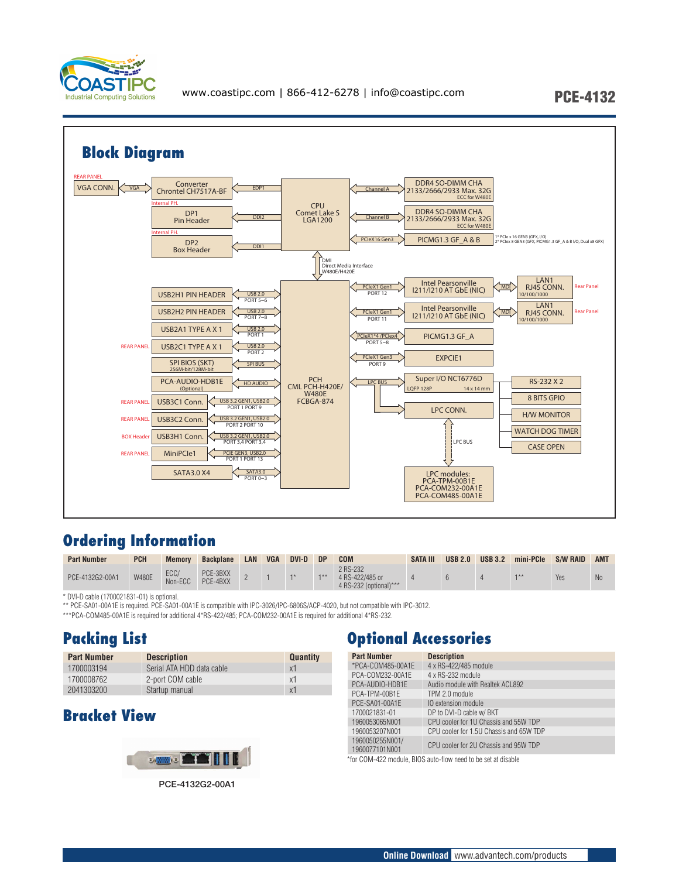## Block Diagram

REAR PANEL
VGA CONN.
VGA
Converter
Chrontel CH7517A-BF
EDP1
Internal PH.
DP1
Pin Header
DDI2
Internal PH.
DP2
Box Header
DDI1
CPU
Comet Lake S
LGA1200
Channel A
DDR4 SO-DIMM CHA
2133/2666/2933 Max. 32G
ECC for W480E
Channel B
DDR4 SO-DIMM CHA
2133/2666/2933 Max. 32G
ECC for W480E
PCIeX16 Gen3
PICMG1.3 GF_A & B
1* PCIe x 16 GEN3 (GFX, I/O)
2* PClex 8 GEN3 (GFX, PICMG1.3 GF_A & B I/O, Dual x8 GFX)
DMI
Direct Media Interface
W480E/H420E

USB2H1 PIN HEADER
USB 2.0
PORT 5~6
USB2H2 PIN HEADER
USB 2.0
PORT 7~8
USB2A1 TYPE A X 1
USB 2.0
PORT 1
REAR PANEL
USB2C1 TYPE A X 1
USB 2.0
PORT 2
SPI BIOS (SKT)
256M-bit/128M-bit
SPI BUS
PCA-AUDIO-HDB1E
(Optional)
HD AUDIO
REAR PANEL
USB3C1 Conn.
USB 3.2 GEN1, USB2.0
PORT 1 PORT 9
REAR PANEL
USB3C2 Conn.
USB 3.2 GEN1, USB2.0
PORT 2 PORT 10
BOX Header
USB3H1 Conn.
USB 3.2 GEN1, USB2.0
PORT 3,4 PORT 3,4
REAR PANEL
MiniPCIe1
PCIE GEN3, USB2.0
PORT 1 PORT 13
SATA3.0 X4
SATA3.0
PORT 0~3
PCH
CML PCH-H420E/
W480E
FCBGA-874

PCIeX1 Gen1
PORT 12
Intel Pearsonville
I211/I210 AT GbE (NIC)
MDI
LAN1
RJ45 CONN.
10/100/1000
Rear Panel
PCIeX1 Gen1
PORT 11
Intel Pearsonville
I211/I210 AT GbE (NIC)
MDI
LAN1
RJ45 CONN.
10/100/1000
Rear Panel
PCIeX1*4 /PCIex4
PORT 5~8
PICMG1.3 GF_A
PCIeX1 Gen3
PORT 9
EXPCIE1
LPC BUS
Super I/O NCT6776D
LQFP 128P 14 x 14 mm
RS-232 X 2
8 BITS GPIO
H/W MONITOR
WATCH DOG TIMER
CASE OPEN
LPC CONN.
LPC BUS
LPC modules:
PCA-TPM-00B1E
PCA-COM232-00A1E
PCA-COM485-00A1E

## Ordering Information

| Part Number | PCH | Memory | Backplane | LAN | VGA | DVI-D | DP | COM | SATA III | USB 2.0 | USB 3.2 | mini-PCIe | S/W RAID | AMT |
|---|---|---|---|---|---|---|---|---|---|---|---|---|---|---|
| PCE-4132G2-00A1 | W480E | ECC/ Non-ECC | PCE-3BXX PCE-4BXX | 2 | 1 | 1* | 1** | 2 RS-232 4 RS-422/485 or 4 RS-232 (optional)*** | 4 | 6 | 4 | 1** | Yes | No |

\* DVI-D cable (1700021831-01) is optional.
** PCE-SA01-00A1E is required. PCE-SA01-00A1E is compatible with IPC-3026/IPC-6806S/ACP-4020, but not compatible with IPC-3012.
***PCA-COM485-00A1E is required for additional 4*RS-422/485; PCA-COM232-00A1E is required for additional 4*RS-232.

## Packing List

| Part Number | Description | Quantity |
|---|---|---|
| 1700003194 | Serial ATA HDD data cable | x1 |
| 1700008762 | 2-port COM cable | x1 |
| 2041303200 | Startup manual | x1 |

## Optional Accessories

| Part Number | Description |
|---|---|
| *PCA-COM485-00A1E | 4 x RS-422/485 module |
| PCA-COM232-00A1E | 4 x RS-232 module |
| PCA-AUDIO-HDB1E | Audio module with Realtek ACL892 |
| PCA-TPM-00B1E | TPM 2.0 module |
| PCE-SA01-00A1E | IO extension module |
| 1700021831-01 | DP to DVI-D cable w/ BKT |
| 1960053065N001 | CPU cooler for 1U Chassis and 55W TDP |
| 1960053207N001 | CPU cooler for 1.5U Chassis and 65W TDP |
| 1960050255N001/ 1960077101N001 | CPU cooler for 2U Chassis and 95W TDP |

*for COM-422 module, BIOS auto-flow need to be set at disable

## Bracket View

PCE-4132G2-00A1

**Online Download** www.advantech.com/products